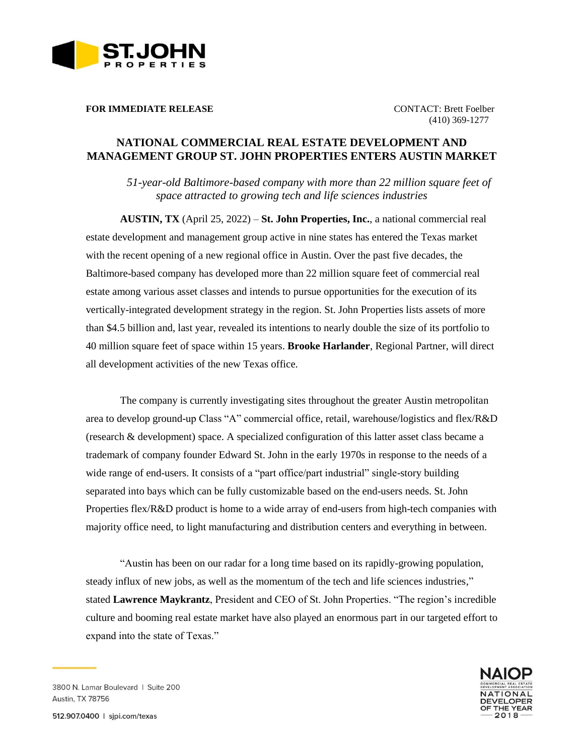**FOR IMMEDIATE RELEASE**

CONTACT: Brett Foelber
(410) 369-1277

# NATIONAL COMMERCIAL REAL ESTATE DEVELOPMENT AND MANAGEMENT GROUP ST. JOHN PROPERTIES ENTERS AUSTIN MARKET

*51-year-old Baltimore-based company with more than 22 million square feet of space attracted to growing tech and life sciences industries*

**AUSTIN, TX** (April 25, 2022) – **St. John Properties, Inc.**, a national commercial real estate development and management group active in nine states has entered the Texas market with the recent opening of a new regional office in Austin. Over the past five decades, the Baltimore-based company has developed more than 22 million square feet of commercial real estate among various asset classes and intends to pursue opportunities for the execution of its vertically-integrated development strategy in the region. St. John Properties lists assets of more than $4.5 billion and, last year, revealed its intentions to nearly double the size of its portfolio to 40 million square feet of space within 15 years. **Brooke Harlander**, Regional Partner, will direct all development activities of the new Texas office.

The company is currently investigating sites throughout the greater Austin metropolitan area to develop ground-up Class "A" commercial office, retail, warehouse/logistics and flex/R&D (research & development) space. A specialized configuration of this latter asset class became a trademark of company founder Edward St. John in the early 1970s in response to the needs of a wide range of end-users. It consists of a "part office/part industrial" single-story building separated into bays which can be fully customizable based on the end-users needs. St. John Properties flex/R&D product is home to a wide array of end-users from high-tech companies with majority office need, to light manufacturing and distribution centers and everything in between.

"Austin has been on our radar for a long time based on its rapidly-growing population, steady influx of new jobs, as well as the momentum of the tech and life sciences industries," stated **Lawrence Maykrantz**, President and CEO of St. John Properties. "The region's incredible culture and booming real estate market have also played an enormous part in our targeted effort to expand into the state of Texas."

3800 N. Lamar Boulevard | Suite 200
Austin, TX 78756

512.907.0400 | sjpi.com/texas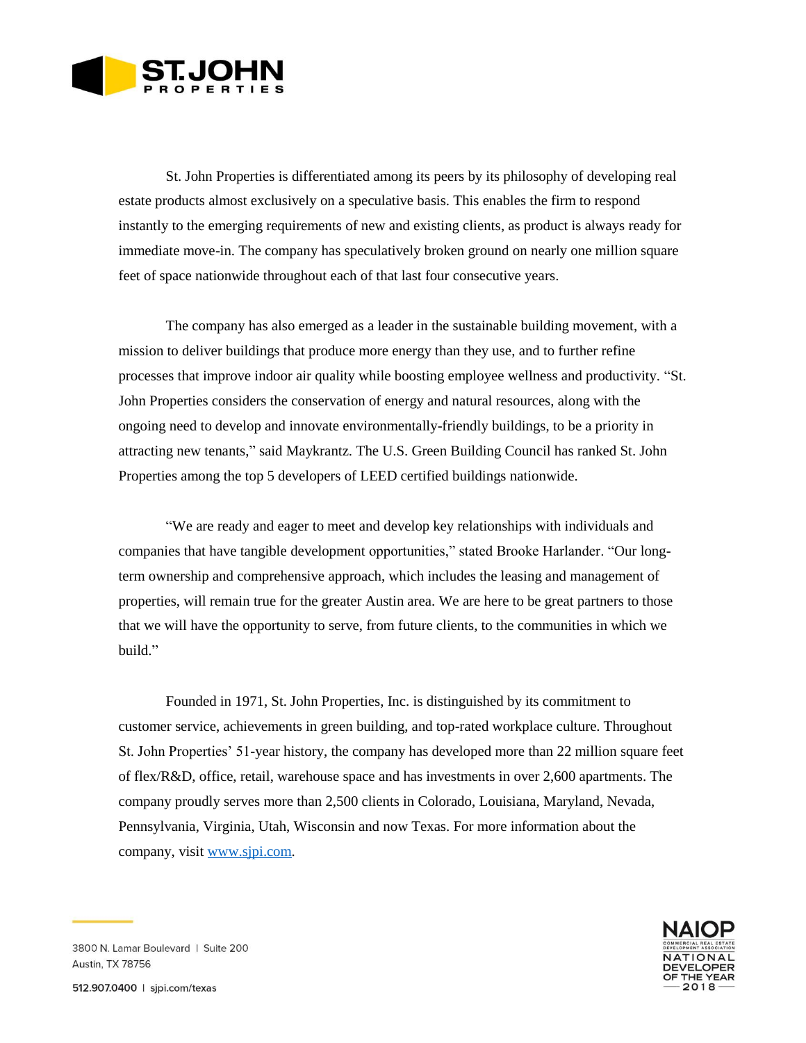St. John Properties is differentiated among its peers by its philosophy of developing real estate products almost exclusively on a speculative basis. This enables the firm to respond instantly to the emerging requirements of new and existing clients, as product is always ready for immediate move-in. The company has speculatively broken ground on nearly one million square feet of space nationwide throughout each of that last four consecutive years.

The company has also emerged as a leader in the sustainable building movement, with a mission to deliver buildings that produce more energy than they use, and to further refine processes that improve indoor air quality while boosting employee wellness and productivity. "St. John Properties considers the conservation of energy and natural resources, along with the ongoing need to develop and innovate environmentally-friendly buildings, to be a priority in attracting new tenants," said Maykrantz. The U.S. Green Building Council has ranked St. John Properties among the top 5 developers of LEED certified buildings nationwide.

"We are ready and eager to meet and develop key relationships with individuals and companies that have tangible development opportunities," stated Brooke Harlander. "Our long-term ownership and comprehensive approach, which includes the leasing and management of properties, will remain true for the greater Austin area. We are here to be great partners to those that we will have the opportunity to serve, from future clients, to the communities in which we build."

Founded in 1971, St. John Properties, Inc. is distinguished by its commitment to customer service, achievements in green building, and top-rated workplace culture. Throughout St. John Properties' 51-year history, the company has developed more than 22 million square feet of flex/R&D, office, retail, warehouse space and has investments in over 2,600 apartments. The company proudly serves more than 2,500 clients in Colorado, Louisiana, Maryland, Nevada, Pennsylvania, Virginia, Utah, Wisconsin and now Texas. For more information about the company, visit www.sjpi.com.